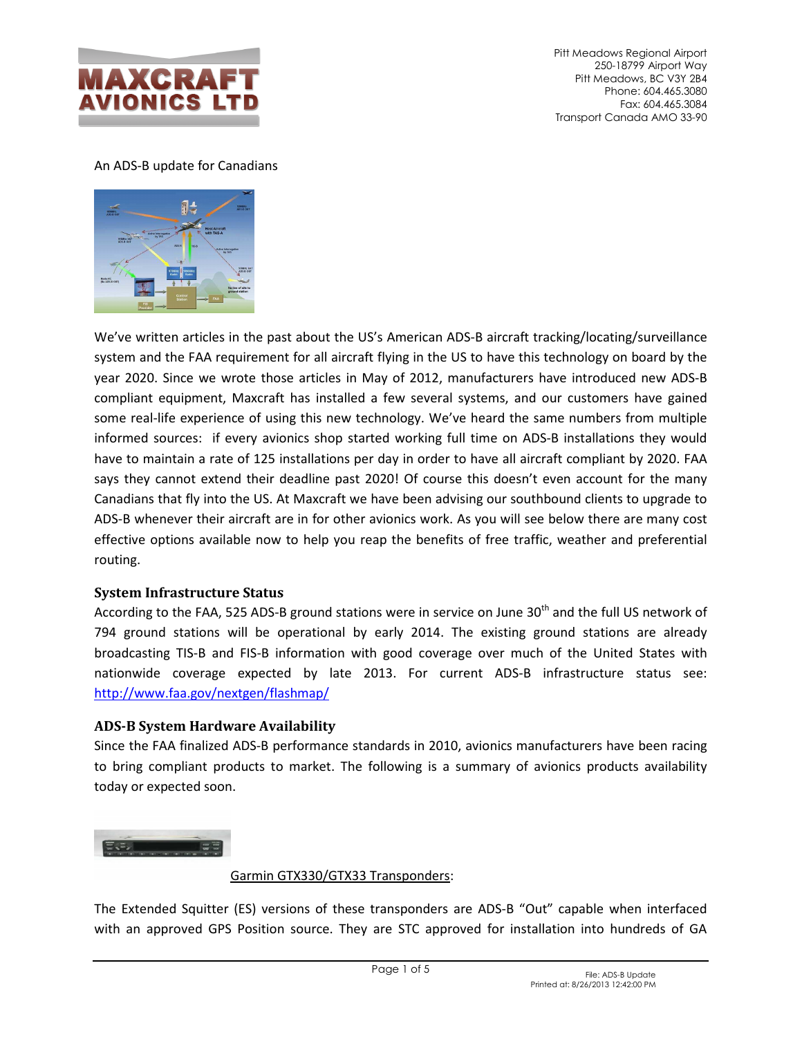Pitt Meadows Regional Airport
250-18799 Airport Way
Pitt Meadows, BC V3Y 2B4
Phone: 604.465.3080
Fax: 604.465.3084
Transport Canada AMO 33-90

An ADS-B update for Canadians

We've written articles in the past about the US's American ADS-B aircraft tracking/locating/surveillance system and the FAA requirement for all aircraft flying in the US to have this technology on board by the year 2020. Since we wrote those articles in May of 2012, manufacturers have introduced new ADS-B compliant equipment, Maxcraft has installed a few several systems, and our customers have gained some real-life experience of using this new technology. We've heard the same numbers from multiple informed sources: if every avionics shop started working full time on ADS-B installations they would have to maintain a rate of 125 installations per day in order to have all aircraft compliant by 2020. FAA says they cannot extend their deadline past 2020! Of course this doesn't even account for the many Canadians that fly into the US. At Maxcraft we have been advising our southbound clients to upgrade to ADS-B whenever their aircraft are in for other avionics work. As you will see below there are many cost effective options available now to help you reap the benefits of free traffic, weather and preferential routing.

### System Infrastructure Status

According to the FAA, 525 ADS-B ground stations were in service on June 30th and the full US network of 794 ground stations will be operational by early 2014. The existing ground stations are already broadcasting TIS-B and FIS-B information with good coverage over much of the United States with nationwide coverage expected by late 2013. For current ADS-B infrastructure status see: [http://www.faa.gov/nextgen/flashmap/](http://www.faa.gov/nextgen/flashmap/)

### ADS-B System Hardware Availability

Since the FAA finalized ADS-B performance standards in 2010, avionics manufacturers have been racing to bring compliant products to market. The following is a summary of avionics products availability today or expected soon.

Garmin GTX330/GTX33 Transponders:

The Extended Squitter (ES) versions of these transponders are ADS-B "Out" capable when interfaced with an approved GPS Position source. They are STC approved for installation into hundreds of GA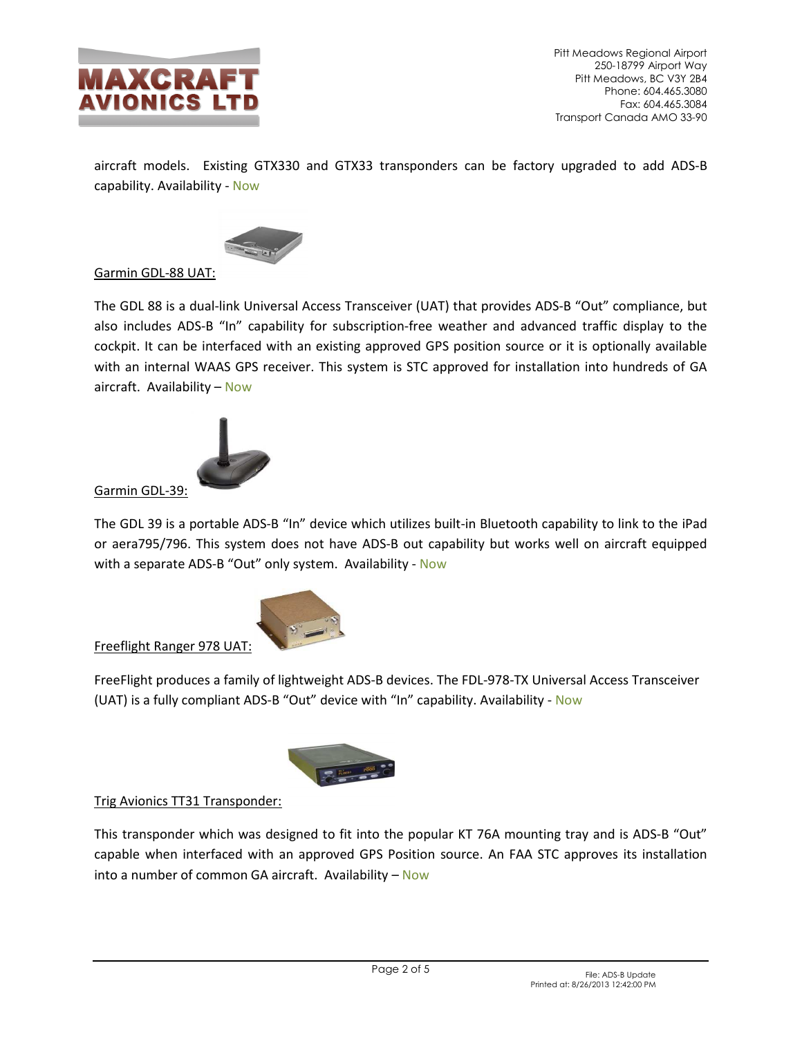aircraft models. Existing GTX330 and GTX33 transponders can be factory upgraded to add ADS-B capability. Availability - Now

<u>Garmin GDL-88 UAT:</u>

The GDL 88 is a dual-link Universal Access Transceiver (UAT) that provides ADS-B “Out” compliance, but also includes ADS-B “In” capability for subscription-free weather and advanced traffic display to the cockpit. It can be interfaced with an existing approved GPS position source or it is optionally available with an internal WAAS GPS receiver. This system is STC approved for installation into hundreds of GA aircraft. Availability – Now

<u>Garmin GDL-39:</u>

The GDL 39 is a portable ADS-B “In” device which utilizes built-in Bluetooth capability to link to the iPad or aera795/796. This system does not have ADS-B out capability but works well on aircraft equipped with a separate ADS-B “Out” only system. Availability - Now

<u>Freeflight Ranger 978 UAT:</u>

FreeFlight produces a family of lightweight ADS-B devices. The FDL-978-TX Universal Access Transceiver (UAT) is a fully compliant ADS-B “Out” device with “In” capability. Availability - Now

<u>Trig Avionics TT31 Transponder:</u>

This transponder which was designed to fit into the popular KT 76A mounting tray and is ADS-B “Out” capable when interfaced with an approved GPS Position source. An FAA STC approves its installation into a number of common GA aircraft. Availability – Now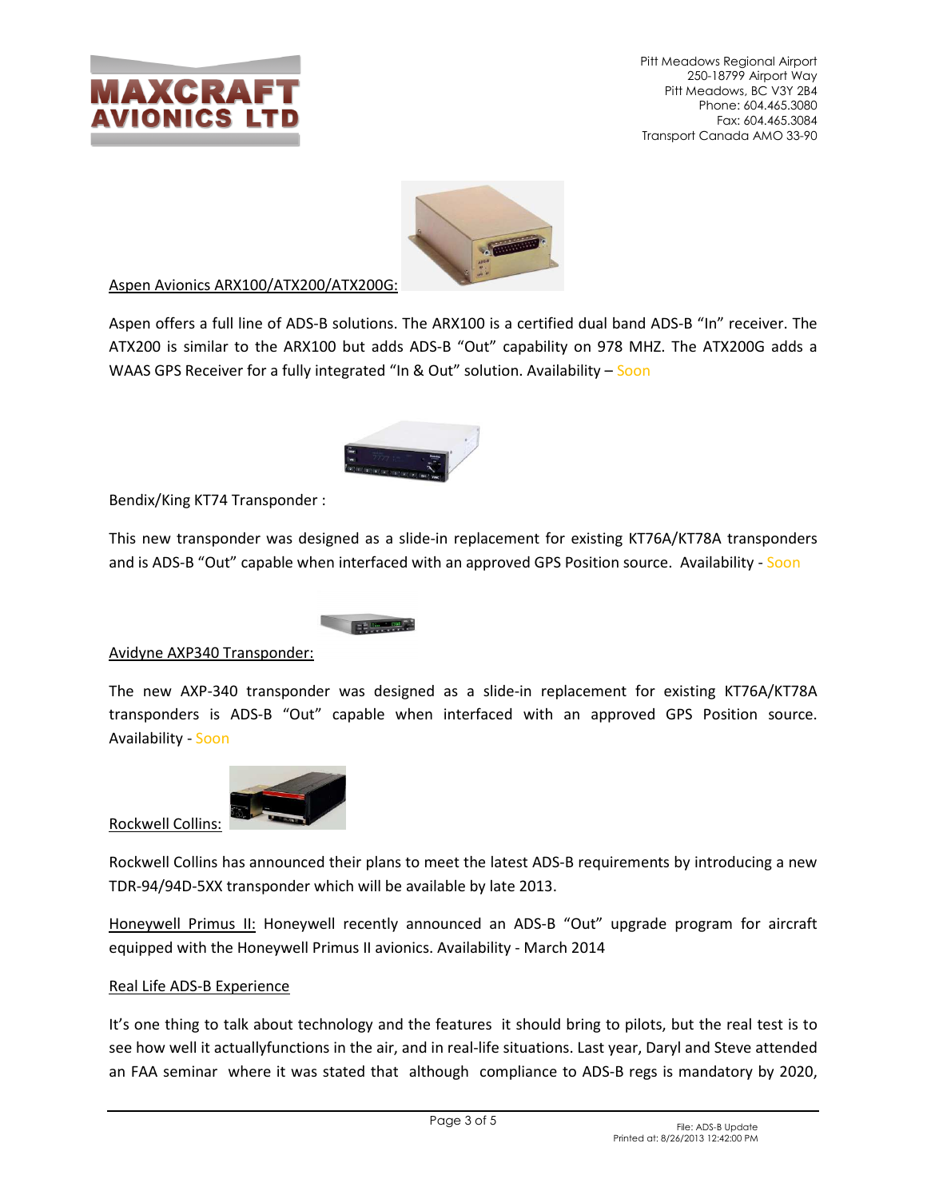Aspen Avionics ARX100/ATX200/ATX200G:

Aspen offers a full line of ADS-B solutions. The ARX100 is a certified dual band ADS-B "In" receiver. The ATX200 is similar to the ARX100 but adds ADS-B "Out" capability on 978 MHZ. The ATX200G adds a WAAS GPS Receiver for a fully integrated "In & Out" solution. Availability – Soon

Bendix/King KT74 Transponder :

This new transponder was designed as a slide-in replacement for existing KT76A/KT78A transponders and is ADS-B "Out" capable when interfaced with an approved GPS Position source. Availability - Soon

Avidyne AXP340 Transponder:

The new AXP-340 transponder was designed as a slide-in replacement for existing KT76A/KT78A transponders is ADS-B "Out" capable when interfaced with an approved GPS Position source. Availability - Soon

Rockwell Collins:

Rockwell Collins has announced their plans to meet the latest ADS-B requirements by introducing a new TDR-94/94D-5XX transponder which will be available by late 2013.

Honeywell Primus II: Honeywell recently announced an ADS-B "Out" upgrade program for aircraft equipped with the Honeywell Primus II avionics. Availability - March 2014

Real Life ADS-B Experience

It's one thing to talk about technology and the features it should bring to pilots, but the real test is to see how well it actuallyfunctions in the air, and in real-life situations. Last year, Daryl and Steve attended an FAA seminar where it was stated that although compliance to ADS-B regs is mandatory by 2020,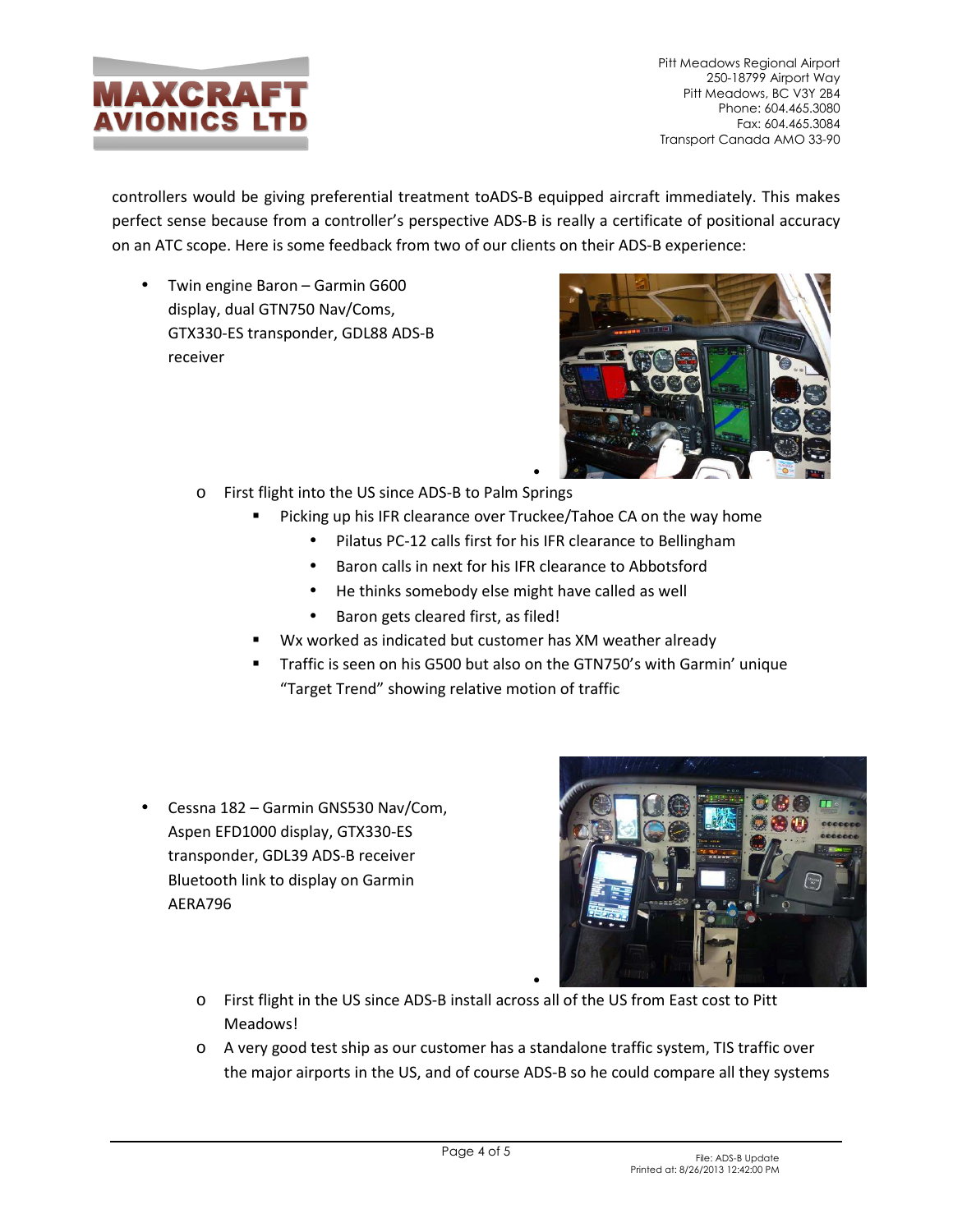controllers would be giving preferential treatment toADS-B equipped aircraft immediately. This makes perfect sense because from a controller's perspective ADS-B is really a certificate of positional accuracy on an ATC scope. Here is some feedback from two of our clients on their ADS-B experience:

- Twin engine Baron – Garmin G600 display, dual GTN750 Nav/Coms, GTX330-ES transponder, GDL88 ADS-B receiver
  - First flight into the US since ADS-B to Palm Springs
    - Picking up his IFR clearance over Truckee/Tahoe CA on the way home
      - Pilatus PC-12 calls first for his IFR clearance to Bellingham
      - Baron calls in next for his IFR clearance to Abbotsford
      - He thinks somebody else might have called as well
      - Baron gets cleared first, as filed!
    - Wx worked as indicated but customer has XM weather already
    - Traffic is seen on his G500 but also on the GTN750's with Garmin' unique "Target Trend" showing relative motion of traffic

- Cessna 182 – Garmin GNS530 Nav/Com, Aspen EFD1000 display, GTX330-ES transponder, GDL39 ADS-B receiver Bluetooth link to display on Garmin AERA796
  - First flight in the US since ADS-B install across all of the US from East cost to Pitt Meadows!
  - A very good test ship as our customer has a standalone traffic system, TIS traffic over the major airports in the US, and of course ADS-B so he could compare all they systems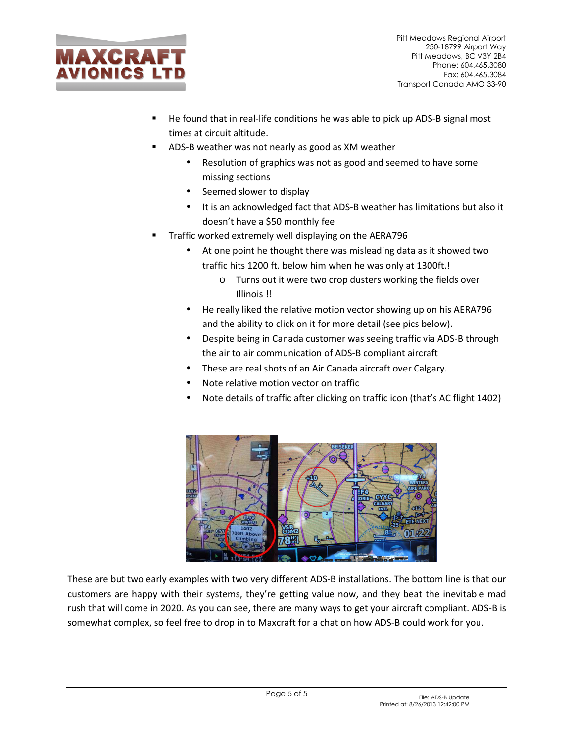- He found that in real-life conditions he was able to pick up ADS-B signal most times at circuit altitude.
- ADS-B weather was not nearly as good as XM weather
  - Resolution of graphics was not as good and seemed to have some missing sections
  - Seemed slower to display
  - It is an acknowledged fact that ADS-B weather has limitations but also it doesn't have a $50 monthly fee
- Traffic worked extremely well displaying on the AERA796
  - At one point he thought there was misleading data as it showed two traffic hits 1200 ft. below him when he was only at 1300ft.!
    - Turns out it were two crop dusters working the fields over Illinois !!
  - He really liked the relative motion vector showing up on his AERA796 and the ability to click on it for more detail (see pics below).
  - Despite being in Canada customer was seeing traffic via ADS-B through the air to air communication of ADS-B compliant aircraft
  - These are real shots of an Air Canada aircraft over Calgary.
  - Note relative motion vector on traffic
  - Note details of traffic after clicking on traffic icon (that's AC flight 1402)

These are but two early examples with two very different ADS-B installations. The bottom line is that our customers are happy with their systems, they're getting value now, and they beat the inevitable mad rush that will come in 2020. As you can see, there are many ways to get your aircraft compliant. ADS-B is somewhat complex, so feel free to drop in to Maxcraft for a chat on how ADS-B could work for you.